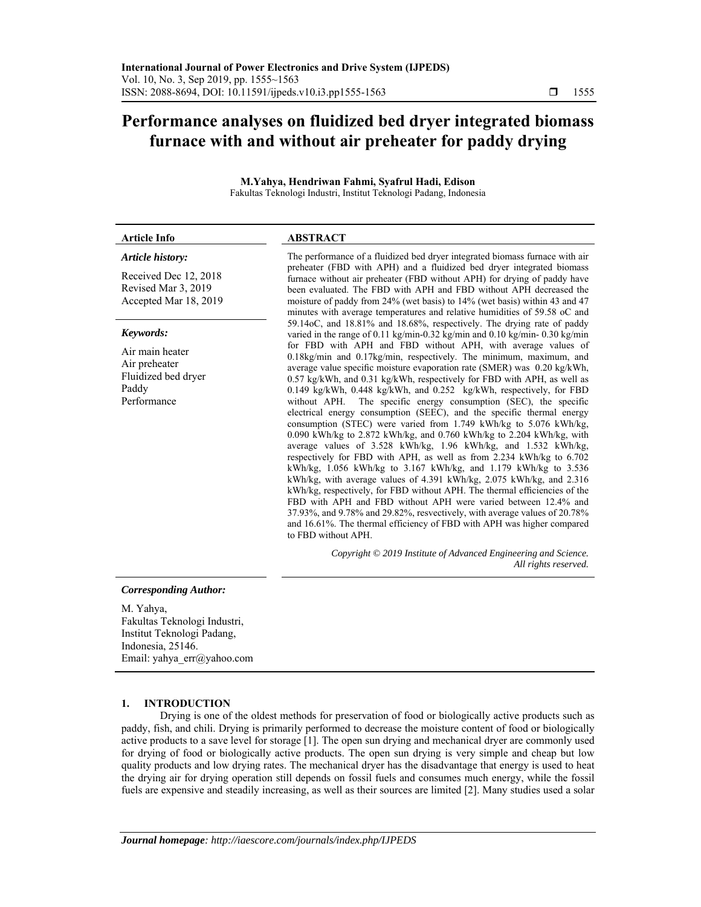# Performance analyses on fluidized bed dryer integrated biomass furnace with and without air preheater for paddy drying

**M.Yahya, Hendriwan Fahmi, Syafrul Hadi, Edison**

Fakultas Teknologi Industri, Institut Teknologi Padang, Indonesia

**Article Info**

***Article history:***

Received Dec 12, 2018

Revised Mar 3, 2019

Accepted Mar 18, 2019

***Keywords:***

Air main heater

Air preheater

Fluidized bed dryer

Paddy

Performance

**ABSTRACT**

The performance of a fluidized bed dryer integrated biomass furnace with air preheater (FBD with APH) and a fluidized bed dryer integrated biomass furnace without air preheater (FBD without APH) for drying of paddy have been evaluated. The FBD with APH and FBD without APH decreased the moisture of paddy from 24% (wet basis) to 14% (wet basis) within 43 and 47 minutes with average temperatures and relative humidities of 59.58 oC and 59.14oC, and 18.81% and 18.68%, respectively. The drying rate of paddy varied in the range of 0.11 kg/min-0.32 kg/min and 0.10 kg/min- 0.30 kg/min for FBD with APH and FBD without APH, with average values of 0.18kg/min and 0.17kg/min, respectively. The minimum, maximum, and average value specific moisture evaporation rate (SMER) was 0.20 kg/kWh, 0.57 kg/kWh, and 0.31 kg/kWh, respectively for FBD with APH, as well as 0.149 kg/kWh, 0.448 kg/kWh, and 0.252 kg/kWh, respectively, for FBD without APH. The specific energy consumption (SEC), the specific electrical energy consumption (SEEC), and the specific thermal energy consumption (STEC) were varied from 1.749 kWh/kg to 5.076 kWh/kg, 0.090 kWh/kg to 2.872 kWh/kg, and 0.760 kWh/kg to 2.204 kWh/kg, with average values of 3.528 kWh/kg, 1.96 kWh/kg, and 1.532 kWh/kg, respectively for FBD with APH, as well as from 2.234 kWh/kg to 6.702 kWh/kg, 1.056 kWh/kg to 3.167 kWh/kg, and 1.179 kWh/kg to 3.536 kWh/kg, with average values of 4.391 kWh/kg, 2.075 kWh/kg, and 2.316 kWh/kg, respectively, for FBD without APH. The thermal efficiencies of the FBD with APH and FBD without APH were varied between 12.4% and 37.93%, and 9.78% and 29.82%, resvectively, with average values of 20.78% and 16.61%. The thermal efficiency of FBD with APH was higher compared to FBD without APH.

*Copyright © 2019 Institute of Advanced Engineering and Science. All rights reserved.*

***Corresponding Author:***

M. Yahya,
Fakultas Teknologi Industri,
Institut Teknologi Padang,
Indonesia, 25146.
Email: yahya_err@yahoo.com

## 1. INTRODUCTION

Drying is one of the oldest methods for preservation of food or biologically active products such as paddy, fish, and chili. Drying is primarily performed to decrease the moisture content of food or biologically active products to a save level for storage [1]. The open sun drying and mechanical dryer are commonly used for drying of food or biologically active products. The open sun drying is very simple and cheap but low quality products and low drying rates. The mechanical dryer has the disadvantage that energy is used to heat the drying air for drying operation still depends on fossil fuels and consumes much energy, while the fossil fuels are expensive and steadily increasing, as well as their sources are limited [2]. Many studies used a solar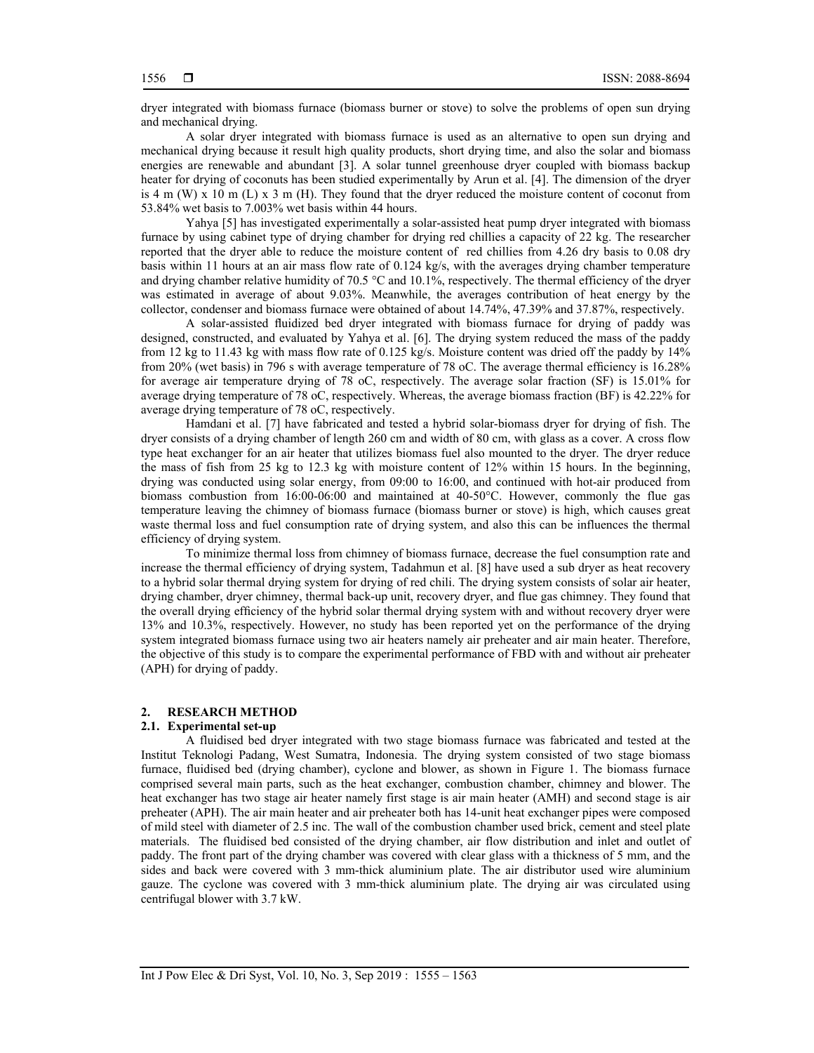dryer integrated with biomass furnace (biomass burner or stove) to solve the problems of open sun drying and mechanical drying.

A solar dryer integrated with biomass furnace is used as an alternative to open sun drying and mechanical drying because it result high quality products, short drying time, and also the solar and biomass energies are renewable and abundant [3]. A solar tunnel greenhouse dryer coupled with biomass backup heater for drying of coconuts has been studied experimentally by Arun et al. [4]. The dimension of the dryer is 4 m (W) x 10 m (L) x 3 m (H). They found that the dryer reduced the moisture content of coconut from 53.84% wet basis to 7.003% wet basis within 44 hours.

Yahya [5] has investigated experimentally a solar-assisted heat pump dryer integrated with biomass furnace by using cabinet type of drying chamber for drying red chillies a capacity of 22 kg. The researcher reported that the dryer able to reduce the moisture content of red chillies from 4.26 dry basis to 0.08 dry basis within 11 hours at an air mass flow rate of 0.124 kg/s, with the averages drying chamber temperature and drying chamber relative humidity of 70.5 °C and 10.1%, respectively. The thermal efficiency of the dryer was estimated in average of about 9.03%. Meanwhile, the averages contribution of heat energy by the collector, condenser and biomass furnace were obtained of about 14.74%, 47.39% and 37.87%, respectively.

A solar-assisted fluidized bed dryer integrated with biomass furnace for drying of paddy was designed, constructed, and evaluated by Yahya et al. [6]. The drying system reduced the mass of the paddy from 12 kg to 11.43 kg with mass flow rate of 0.125 kg/s. Moisture content was dried off the paddy by 14% from 20% (wet basis) in 796 s with average temperature of 78 oC. The average thermal efficiency is 16.28% for average air temperature drying of 78 oC, respectively. The average solar fraction (SF) is 15.01% for average drying temperature of 78 oC, respectively. Whereas, the average biomass fraction (BF) is 42.22% for average drying temperature of 78 oC, respectively.

Hamdani et al. [7] have fabricated and tested a hybrid solar-biomass dryer for drying of fish. The dryer consists of a drying chamber of length 260 cm and width of 80 cm, with glass as a cover. A cross flow type heat exchanger for an air heater that utilizes biomass fuel also mounted to the dryer. The dryer reduce the mass of fish from 25 kg to 12.3 kg with moisture content of 12% within 15 hours. In the beginning, drying was conducted using solar energy, from 09:00 to 16:00, and continued with hot-air produced from biomass combustion from 16:00-06:00 and maintained at 40-50°C. However, commonly the flue gas temperature leaving the chimney of biomass furnace (biomass burner or stove) is high, which causes great waste thermal loss and fuel consumption rate of drying system, and also this can be influences the thermal efficiency of drying system.

To minimize thermal loss from chimney of biomass furnace, decrease the fuel consumption rate and increase the thermal efficiency of drying system, Tadahmun et al. [8] have used a sub dryer as heat recovery to a hybrid solar thermal drying system for drying of red chili. The drying system consists of solar air heater, drying chamber, dryer chimney, thermal back-up unit, recovery dryer, and flue gas chimney. They found that the overall drying efficiency of the hybrid solar thermal drying system with and without recovery dryer were 13% and 10.3%, respectively. However, no study has been reported yet on the performance of the drying system integrated biomass furnace using two air heaters namely air preheater and air main heater. Therefore, the objective of this study is to compare the experimental performance of FBD with and without air preheater (APH) for drying of paddy.

## 2. RESEARCH METHOD

### 2.1. Experimental set-up

A fluidised bed dryer integrated with two stage biomass furnace was fabricated and tested at the Institut Teknologi Padang, West Sumatra, Indonesia. The drying system consisted of two stage biomass furnace, fluidised bed (drying chamber), cyclone and blower, as shown in Figure 1. The biomass furnace comprised several main parts, such as the heat exchanger, combustion chamber, chimney and blower. The heat exchanger has two stage air heater namely first stage is air main heater (AMH) and second stage is air preheater (APH). The air main heater and air preheater both has 14-unit heat exchanger pipes were composed of mild steel with diameter of 2.5 inc. The wall of the combustion chamber used brick, cement and steel plate materials. The fluidised bed consisted of the drying chamber, air flow distribution and inlet and outlet of paddy. The front part of the drying chamber was covered with clear glass with a thickness of 5 mm, and the sides and back were covered with 3 mm-thick aluminium plate. The air distributor used wire aluminium gauze. The cyclone was covered with 3 mm-thick aluminium plate. The drying air was circulated using centrifugal blower with 3.7 kW.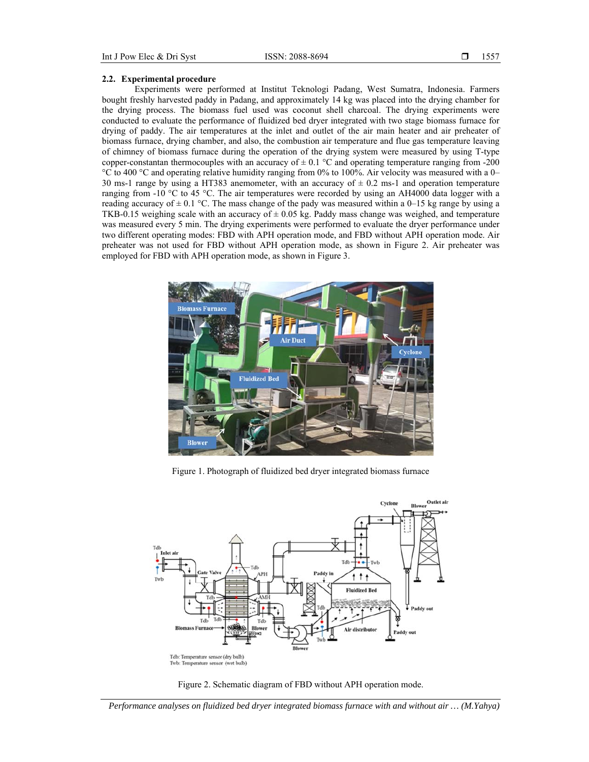### 2.2. Experimental procedure

Experiments were performed at Institut Teknologi Padang, West Sumatra, Indonesia. Farmers bought freshly harvested paddy in Padang, and approximately 14 kg was placed into the drying chamber for the drying process. The biomass fuel used was coconut shell charcoal. The drying experiments were conducted to evaluate the performance of fluidized bed dryer integrated with two stage biomass furnace for drying of paddy. The air temperatures at the inlet and outlet of the air main heater and air preheater of biomass furnace, drying chamber, and also, the combustion air temperature and flue gas temperature leaving of chimney of biomass furnace during the operation of the drying system were measured by using T-type copper-constantan thermocouples with an accuracy of ± 0.1 °C and operating temperature ranging from -200 °C to 400 °C and operating relative humidity ranging from 0% to 100%. Air velocity was measured with a 0–30 ms-1 range by using a HT383 anemometer, with an accuracy of ± 0.2 ms-1 and operation temperature ranging from -10 °C to 45 °C. The air temperatures were recorded by using an AH4000 data logger with a reading accuracy of ± 0.1 °C. The mass change of the pady was measured within a 0–15 kg range by using a TKB-0.15 weighing scale with an accuracy of ± 0.05 kg. Paddy mass change was weighed, and temperature was measured every 5 min. The drying experiments were performed to evaluate the dryer performance under two different operating modes: FBD with APH operation mode, and FBD without APH operation mode. Air preheater was not used for FBD without APH operation mode, as shown in Figure 2. Air preheater was employed for FBD with APH operation mode, as shown in Figure 3.

Figure 1. Photograph of fluidized bed dryer integrated biomass furnace

Figure 2. Schematic diagram of FBD without APH operation mode.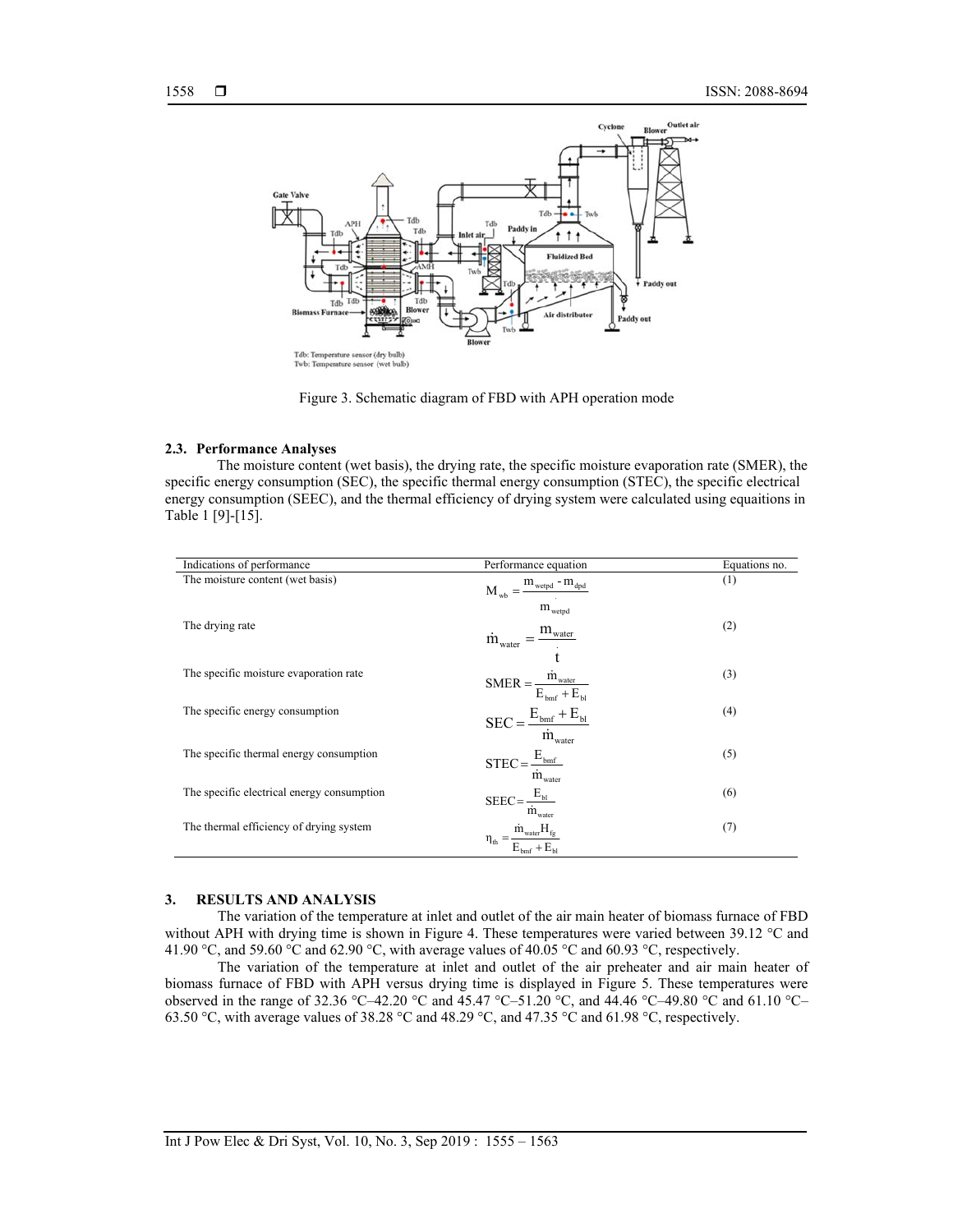Figure 3. Schematic diagram of FBD with APH operation mode

### 2.3. Performance Analyses

The moisture content (wet basis), the drying rate, the specific moisture evaporation rate (SMER), the specific energy consumption (SEC), the specific thermal energy consumption (STEC), the specific electrical energy consumption (SEEC), and the thermal efficiency of drying system were calculated using equaitions in Table 1 [9]-[15].

| Indications of performance | Performance equation | Equations no. |
|---|---|---|
| The moisture content (wet basis) | $M_{wb} = \dfrac{m_{wetpd} - m_{dpd}}{m_{wetpd}}$ | (1) |
| The drying rate | $\dot{m}_{water} = \dfrac{m_{water}}{t}$ | (2) |
| The specific moisture evaporation rate | $SMER = \dfrac{\dot{m}_{water}}{E_{bmf} + E_{bl}}$ | (3) |
| The specific energy consumption | $SEC = \dfrac{E_{bmf} + E_{bl}}{\dot{m}_{water}}$ | (4) |
| The specific thermal energy consumption | $STEC = \dfrac{E_{bmf}}{\dot{m}_{water}}$ | (5) |
| The specific electrical energy consumption | $SEEC = \dfrac{E_{bl}}{\dot{m}_{water}}$ | (6) |
| The thermal efficiency of drying system | $\eta_{th} = \dfrac{\dot{m}_{water} H_{fg}}{E_{bmf} + E_{bl}}$ | (7) |

## 3. RESULTS AND ANALYSIS

The variation of the temperature at inlet and outlet of the air main heater of biomass furnace of FBD without APH with drying time is shown in Figure 4. These temperatures were varied between 39.12 °C and 41.90 °C, and 59.60 °C and 62.90 °C, with average values of 40.05 °C and 60.93 °C, respectively.

The variation of the temperature at inlet and outlet of the air preheater and air main heater of biomass furnace of FBD with APH versus drying time is displayed in Figure 5. These temperatures were observed in the range of 32.36 °C–42.20 °C and 45.47 °C–51.20 °C, and 44.46 °C–49.80 °C and 61.10 °C–63.50 °C, with average values of 38.28 °C and 48.29 °C, and 47.35 °C and 61.98 °C, respectively.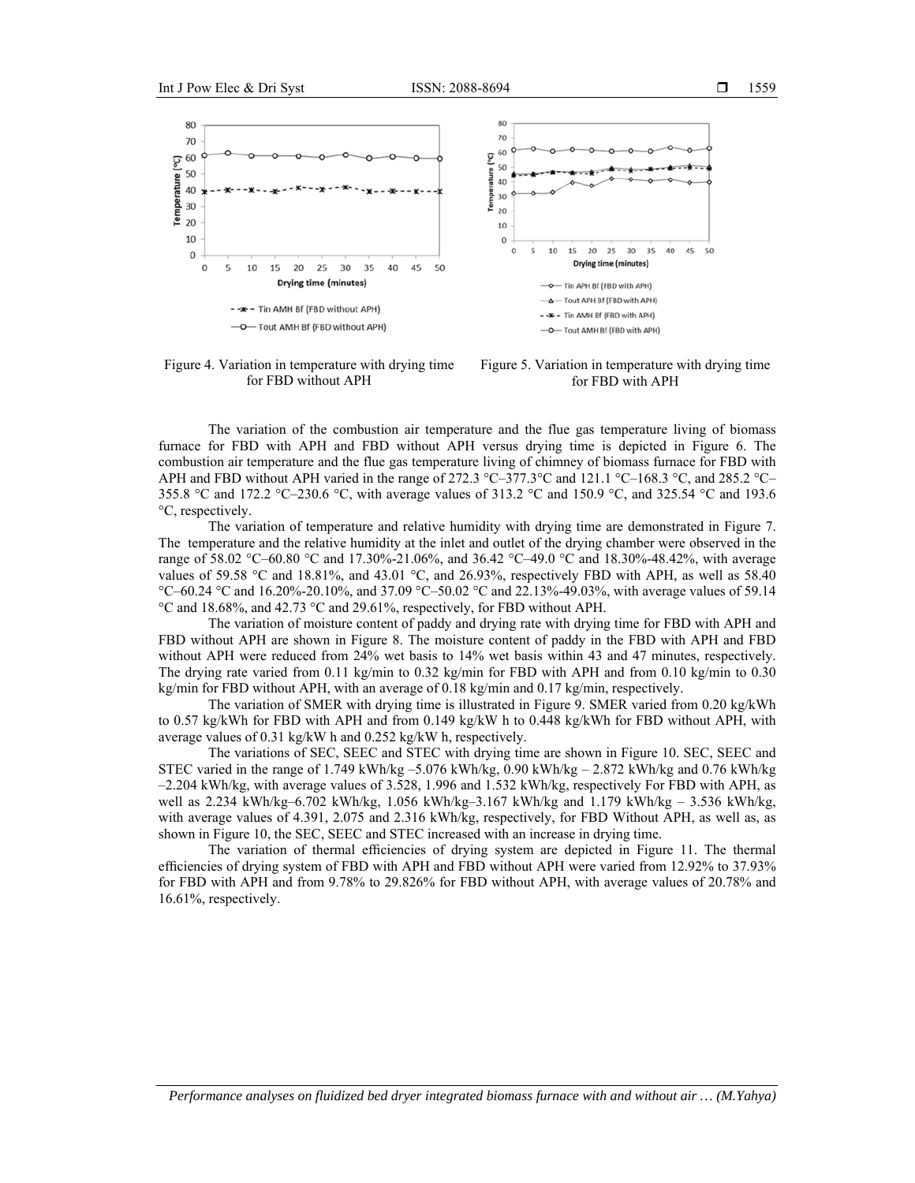Figure 4. Variation in temperature with drying time for FBD without APH

Figure 5. Variation in temperature with drying time for FBD with APH

The variation of the combustion air temperature and the flue gas temperature living of biomass furnace for FBD with APH and FBD without APH versus drying time is depicted in Figure 6. The combustion air temperature and the flue gas temperature living of chimney of biomass furnace for FBD with APH and FBD without APH varied in the range of 272.3 °C–377.3°C and 121.1 °C–168.3 °C, and 285.2 °C–355.8 °C and 172.2 °C–230.6 °C, with average values of 313.2 °C and 150.9 °C, and 325.54 °C and 193.6 °C, respectively.

The variation of temperature and relative humidity with drying time are demonstrated in Figure 7. The temperature and the relative humidity at the inlet and outlet of the drying chamber were observed in the range of 58.02 °C–60.80 °C and 17.30%-21.06%, and 36.42 °C–49.0 °C and 18.30%-48.42%, with average values of 59.58 °C and 18.81%, and 43.01 °C, and 26.93%, respectively FBD with APH, as well as 58.40 °C–60.24 °C and 16.20%-20.10%, and 37.09 °C–50.02 °C and 22.13%-49.03%, with average values of 59.14 °C and 18.68%, and 42.73 °C and 29.61%, respectively, for FBD without APH.

The variation of moisture content of paddy and drying rate with drying time for FBD with APH and FBD without APH are shown in Figure 8. The moisture content of paddy in the FBD with APH and FBD without APH were reduced from 24% wet basis to 14% wet basis within 43 and 47 minutes, respectively. The drying rate varied from 0.11 kg/min to 0.32 kg/min for FBD with APH and from 0.10 kg/min to 0.30 kg/min for FBD without APH, with an average of 0.18 kg/min and 0.17 kg/min, respectively.

The variation of SMER with drying time is illustrated in Figure 9. SMER varied from 0.20 kg/kWh to 0.57 kg/kWh for FBD with APH and from 0.149 kg/kW h to 0.448 kg/kWh for FBD without APH, with average values of 0.31 kg/kW h and 0.252 kg/kW h, respectively.

The variations of SEC, SEEC and STEC with drying time are shown in Figure 10. SEC, SEEC and STEC varied in the range of 1.749 kWh/kg –5.076 kWh/kg, 0.90 kWh/kg – 2.872 kWh/kg and 0.76 kWh/kg –2.204 kWh/kg, with average values of 3.528, 1.996 and 1.532 kWh/kg, respectively For FBD with APH, as well as 2.234 kWh/kg–6.702 kWh/kg, 1.056 kWh/kg–3.167 kWh/kg and 1.179 kWh/kg – 3.536 kWh/kg, with average values of 4.391, 2.075 and 2.316 kWh/kg, respectively, for FBD Without APH, as well as, as shown in Figure 10, the SEC, SEEC and STEC increased with an increase in drying time.

The variation of thermal efficiencies of drying system are depicted in Figure 11. The thermal efficiencies of drying system of FBD with APH and FBD without APH were varied from 12.92% to 37.93% for FBD with APH and from 9.78% to 29.826% for FBD without APH, with average values of 20.78% and 16.61%, respectively.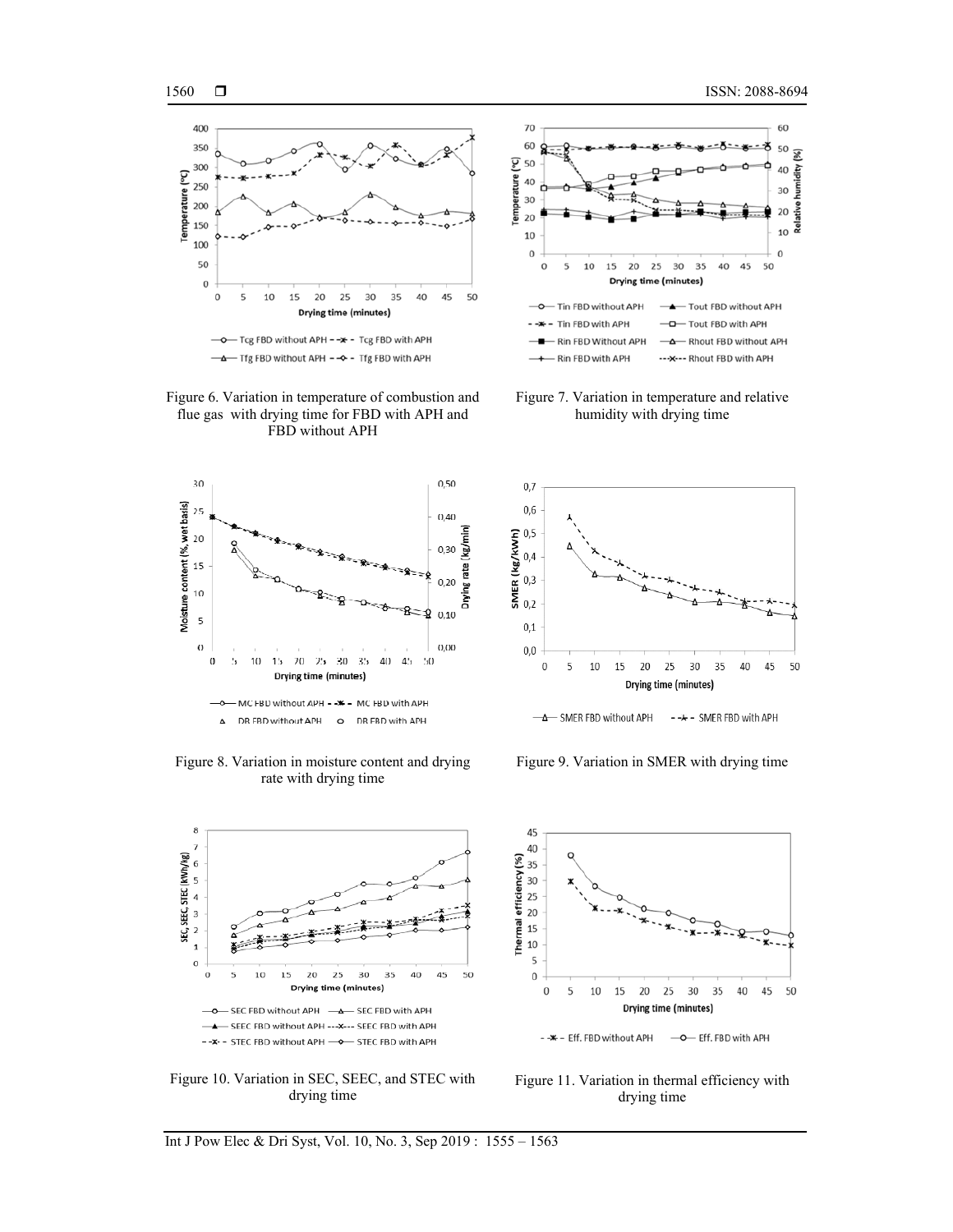Figure 6. Variation in temperature of combustion and flue gas with drying time for FBD with APH and FBD without APH

Figure 7. Variation in temperature and relative humidity with drying time

Figure 8. Variation in moisture content and drying rate with drying time

Figure 9. Variation in SMER with drying time

Figure 10. Variation in SEC, SEEC, and STEC with drying time

Figure 11. Variation in thermal efficiency with drying time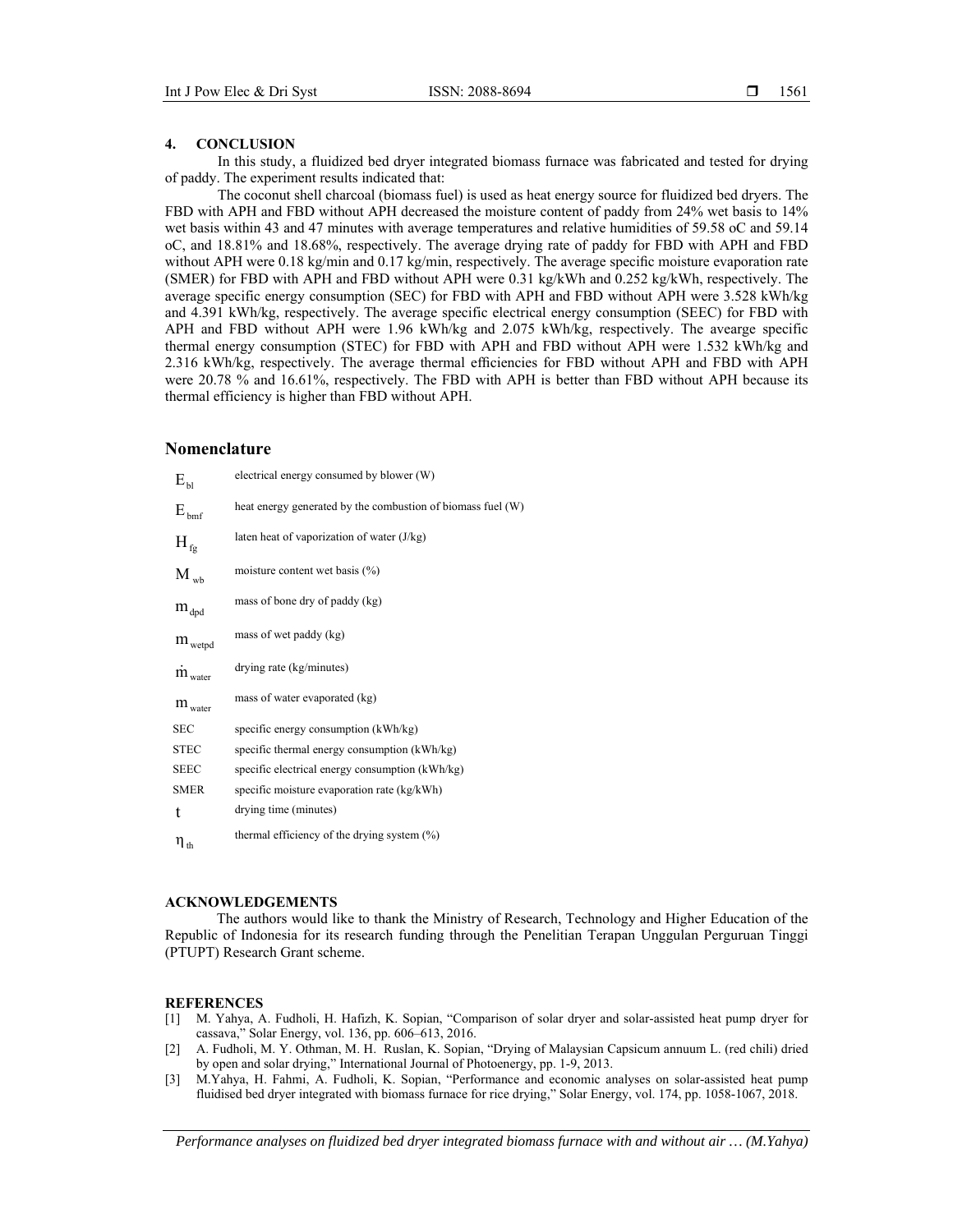## 4. CONCLUSION

In this study, a fluidized bed dryer integrated biomass furnace was fabricated and tested for drying of paddy. The experiment results indicated that:

The coconut shell charcoal (biomass fuel) is used as heat energy source for fluidized bed dryers. The FBD with APH and FBD without APH decreased the moisture content of paddy from 24% wet basis to 14% wet basis within 43 and 47 minutes with average temperatures and relative humidities of 59.58 oC and 59.14 oC, and 18.81% and 18.68%, respectively. The average drying rate of paddy for FBD with APH and FBD without APH were 0.18 kg/min and 0.17 kg/min, respectively. The average specific moisture evaporation rate (SMER) for FBD with APH and FBD without APH were 0.31 kg/kWh and 0.252 kg/kWh, respectively. The average specific energy consumption (SEC) for FBD with APH and FBD without APH were 3.528 kWh/kg and 4.391 kWh/kg, respectively. The average specific electrical energy consumption (SEEC) for FBD with APH and FBD without APH were 1.96 kWh/kg and 2.075 kWh/kg, respectively. The avearge specific thermal energy consumption (STEC) for FBD with APH and FBD without APH were 1.532 kWh/kg and 2.316 kWh/kg, respectively. The average thermal efficiencies for FBD without APH and FBD with APH were 20.78 % and 16.61%, respectively. The FBD with APH is better than FBD without APH because its thermal efficiency is higher than FBD without APH.

## Nomenclature

| | |
|---|---|
| $E_{bl}$ | electrical energy consumed by blower (W) |
| $E_{bmf}$ | heat energy generated by the combustion of biomass fuel (W) |
| $H_{fg}$ | laten heat of vaporization of water (J/kg) |
| $M_{wb}$ | moisture content wet basis (%) |
| $m_{dpd}$ | mass of bone dry of paddy (kg) |
| $m_{wetpd}$ | mass of wet paddy (kg) |
| $\dot{m}_{water}$ | drying rate (kg/minutes) |
| $m_{water}$ | mass of water evaporated (kg) |
| SEC | specific energy consumption (kWh/kg) |
| STEC | specific thermal energy consumption (kWh/kg) |
| SEEC | specific electrical energy consumption (kWh/kg) |
| SMER | specific moisture evaporation rate (kg/kWh) |
| t | drying time (minutes) |
| $\eta_{th}$ | thermal efficiency of the drying system (%) |

## ACKNOWLEDGEMENTS

The authors would like to thank the Ministry of Research, Technology and Higher Education of the Republic of Indonesia for its research funding through the Penelitian Terapan Unggulan Perguruan Tinggi (PTUPT) Research Grant scheme.

## REFERENCES

[1] M. Yahya, A. Fudholi, H. Hafizh, K. Sopian, "Comparison of solar dryer and solar-assisted heat pump dryer for cassava," Solar Energy, vol. 136, pp. 606–613, 2016.

[2] A. Fudholi, M. Y. Othman, M. H. Ruslan, K. Sopian, "Drying of Malaysian Capsicum annuum L. (red chili) dried by open and solar drying," International Journal of Photoenergy, pp. 1-9, 2013.

[3] M.Yahya, H. Fahmi, A. Fudholi, K. Sopian, "Performance and economic analyses on solar-assisted heat pump fluidised bed dryer integrated with biomass furnace for rice drying," Solar Energy, vol. 174, pp. 1058-1067, 2018.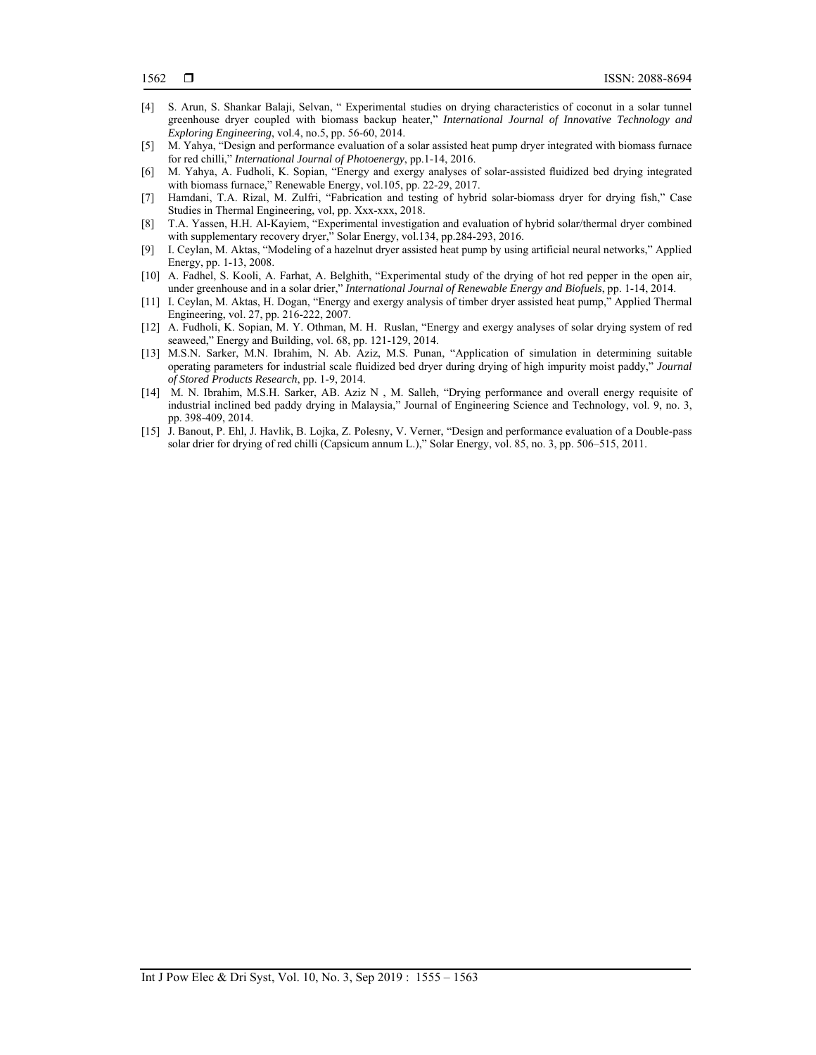[4] S. Arun, S. Shankar Balaji, Selvan, " Experimental studies on drying characteristics of coconut in a solar tunnel greenhouse dryer coupled with biomass backup heater," *International Journal of Innovative Technology and Exploring Engineering*, vol.4, no.5, pp. 56-60, 2014.

[5] M. Yahya, "Design and performance evaluation of a solar assisted heat pump dryer integrated with biomass furnace for red chilli," *International Journal of Photoenergy*, pp.1-14, 2016.

[6] M. Yahya, A. Fudholi, K. Sopian, "Energy and exergy analyses of solar-assisted fluidized bed drying integrated with biomass furnace," Renewable Energy, vol.105, pp. 22-29, 2017.

[7] Hamdani, T.A. Rizal, M. Zulfri, "Fabrication and testing of hybrid solar-biomass dryer for drying fish," Case Studies in Thermal Engineering, vol, pp. Xxx-xxx, 2018.

[8] T.A. Yassen, H.H. Al-Kayiem, "Experimental investigation and evaluation of hybrid solar/thermal dryer combined with supplementary recovery dryer," Solar Energy, vol.134, pp.284-293, 2016.

[9] I. Ceylan, M. Aktas, "Modeling of a hazelnut dryer assisted heat pump by using artificial neural networks," Applied Energy, pp. 1-13, 2008.

[10] A. Fadhel, S. Kooli, A. Farhat, A. Belghith, "Experimental study of the drying of hot red pepper in the open air, under greenhouse and in a solar drier," *International Journal of Renewable Energy and Biofuels*, pp. 1-14, 2014.

[11] I. Ceylan, M. Aktas, H. Dogan, "Energy and exergy analysis of timber dryer assisted heat pump," Applied Thermal Engineering, vol. 27, pp. 216-222, 2007.

[12] A. Fudholi, K. Sopian, M. Y. Othman, M. H. Ruslan, "Energy and exergy analyses of solar drying system of red seaweed," Energy and Building, vol. 68, pp. 121-129, 2014.

[13] M.S.N. Sarker, M.N. Ibrahim, N. Ab. Aziz, M.S. Punan, "Application of simulation in determining suitable operating parameters for industrial scale fluidized bed dryer during drying of high impurity moist paddy," *Journal of Stored Products Research*, pp. 1-9, 2014.

[14] M. N. Ibrahim, M.S.H. Sarker, AB. Aziz N , M. Salleh, "Drying performance and overall energy requisite of industrial inclined bed paddy drying in Malaysia," Journal of Engineering Science and Technology, vol. 9, no. 3, pp. 398-409, 2014.

[15] J. Banout, P. Ehl, J. Havlik, B. Lojka, Z. Polesny, V. Verner, "Design and performance evaluation of a Double-pass solar drier for drying of red chilli (Capsicum annum L.)," Solar Energy, vol. 85, no. 3, pp. 506–515, 2011.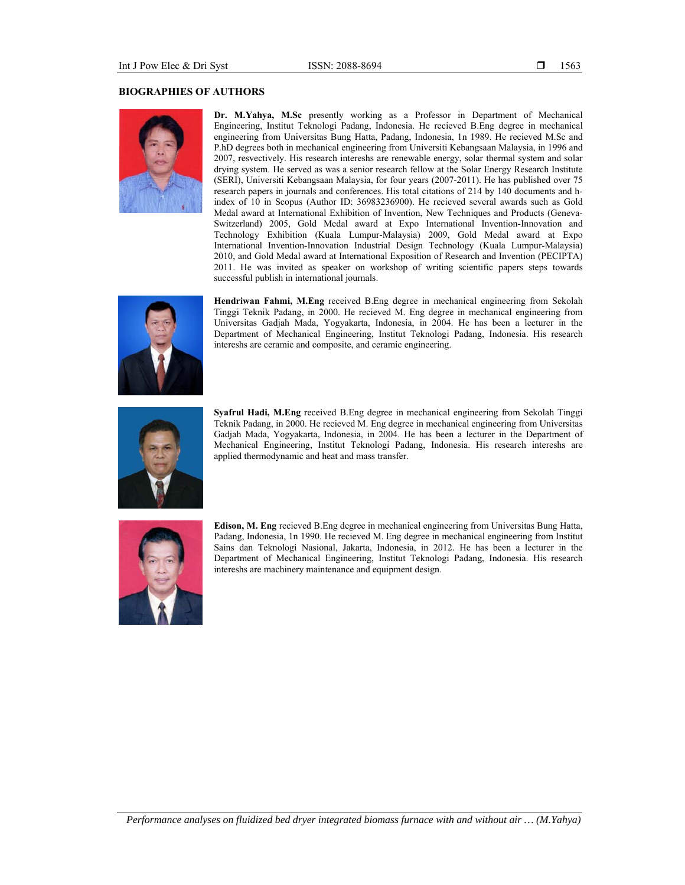**BIOGRAPHIES OF AUTHORS**

**Dr. M.Yahya, M.Sc** presently working as a Professor in Department of Mechanical Engineering, Institut Teknologi Padang, Indonesia. He recieved B.Eng degree in mechanical engineering from Universitas Bung Hatta, Padang, Indonesia, 1n 1989. He recieved M.Sc and P.hD degrees both in mechanical engineering from Universiti Kebangsaan Malaysia, in 1996 and 2007, resvectively. His research intereshs are renewable energy, solar thermal system and solar drying system. He served as was a senior research fellow at the Solar Energy Research Institute (SERI), Universiti Kebangsaan Malaysia, for four years (2007-2011). He has published over 75 research papers in journals and conferences. His total citations of 214 by 140 documents and h-index of 10 in Scopus (Author ID: 36983236900). He recieved several awards such as Gold Medal award at International Exhibition of Invention, New Techniques and Products (Geneva-Switzerland) 2005, Gold Medal award at Expo International Invention-Innovation and Technology Exhibition (Kuala Lumpur-Malaysia) 2009, Gold Medal award at Expo International Invention-Innovation Industrial Design Technology (Kuala Lumpur-Malaysia) 2010, and Gold Medal award at International Exposition of Research and Invention (PECIPTA) 2011. He was invited as speaker on workshop of writing scientific papers steps towards successful publish in international journals.

**Hendriwan Fahmi, M.Eng** received B.Eng degree in mechanical engineering from Sekolah Tinggi Teknik Padang, in 2000. He recieved M. Eng degree in mechanical engineering from Universitas Gadjah Mada, Yogyakarta, Indonesia, in 2004. He has been a lecturer in the Department of Mechanical Engineering, Institut Teknologi Padang, Indonesia. His research intereshs are ceramic and composite, and ceramic engineering.

**Syafrul Hadi, M.Eng** received B.Eng degree in mechanical engineering from Sekolah Tinggi Teknik Padang, in 2000. He recieved M. Eng degree in mechanical engineering from Universitas Gadjah Mada, Yogyakarta, Indonesia, in 2004. He has been a lecturer in the Department of Mechanical Engineering, Institut Teknologi Padang, Indonesia. His research intereshs are applied thermodynamic and heat and mass transfer.

**Edison, M. Eng** recieved B.Eng degree in mechanical engineering from Universitas Bung Hatta, Padang, Indonesia, 1n 1990. He recieved M. Eng degree in mechanical engineering from Institut Sains dan Teknologi Nasional, Jakarta, Indonesia, in 2012. He has been a lecturer in the Department of Mechanical Engineering, Institut Teknologi Padang, Indonesia. His research intereshs are machinery maintenance and equipment design.